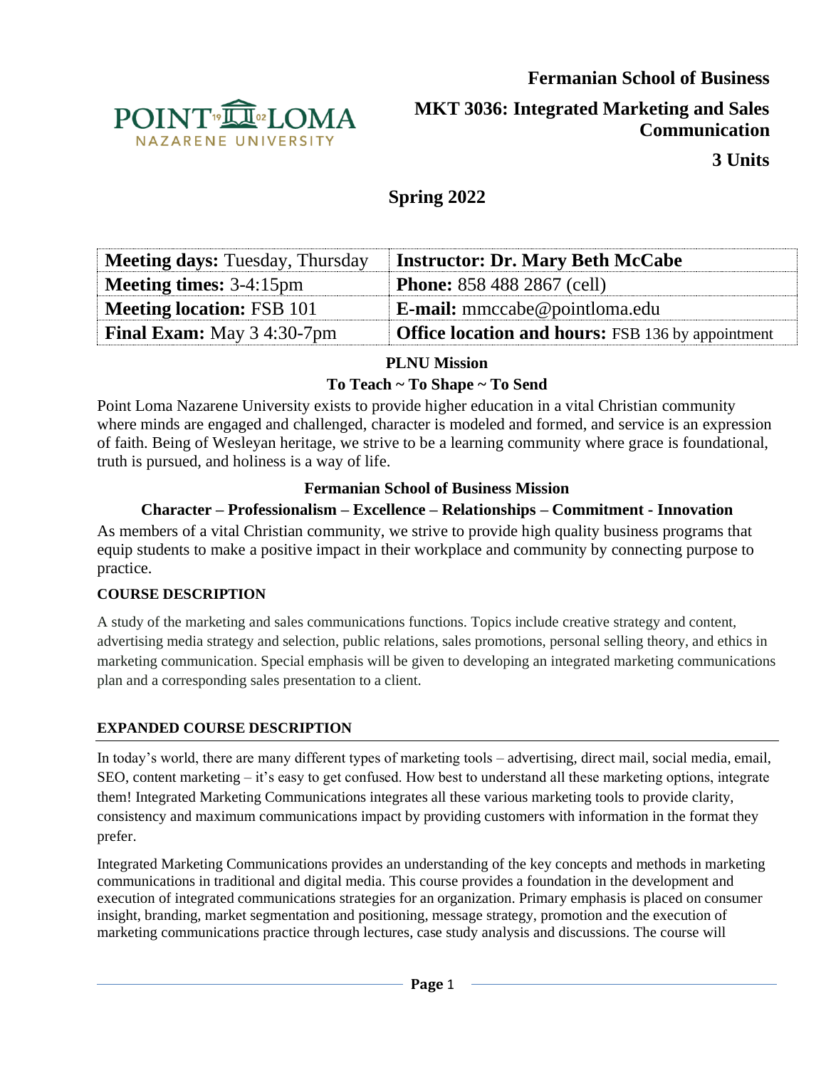**Fermanian School of Business**

**MKT 3036: Integrated Marketing and Sales Communication**

**3 Units**

## Spring 2022

| **Meeting days:** Tuesday, Thursday | **Instructor: Dr. Mary Beth McCabe** |
|---|---|
| **Meeting times:** 3-4:15pm | **Phone:** 858 488 2867 (cell) |
| **Meeting location:** FSB 101 | **E-mail:** mmccabe@pointloma.edu |
| **Final Exam:** May 3 4:30-7pm | **Office location and hours:** FSB 136 by appointment |

**PLNU Mission**

**To Teach ~ To Shape ~ To Send**

Point Loma Nazarene University exists to provide higher education in a vital Christian community where minds are engaged and challenged, character is modeled and formed, and service is an expression of faith. Being of Wesleyan heritage, we strive to be a learning community where grace is foundational, truth is pursued, and holiness is a way of life.

**Fermanian School of Business Mission**

**Character – Professionalism – Excellence – Relationships – Commitment - Innovation**

As members of a vital Christian community, we strive to provide high quality business programs that equip students to make a positive impact in their workplace and community by connecting purpose to practice.

### COURSE DESCRIPTION

A study of the marketing and sales communications functions. Topics include creative strategy and content, advertising media strategy and selection, public relations, sales promotions, personal selling theory, and ethics in marketing communication. Special emphasis will be given to developing an integrated marketing communications plan and a corresponding sales presentation to a client.

### EXPANDED COURSE DESCRIPTION

In today's world, there are many different types of marketing tools – advertising, direct mail, social media, email, SEO, content marketing – it's easy to get confused. How best to understand all these marketing options, integrate them! Integrated Marketing Communications integrates all these various marketing tools to provide clarity, consistency and maximum communications impact by providing customers with information in the format they prefer.

Integrated Marketing Communications provides an understanding of the key concepts and methods in marketing communications in traditional and digital media. This course provides a foundation in the development and execution of integrated communications strategies for an organization. Primary emphasis is placed on consumer insight, branding, market segmentation and positioning, message strategy, promotion and the execution of marketing communications practice through lectures, case study analysis and discussions. The course will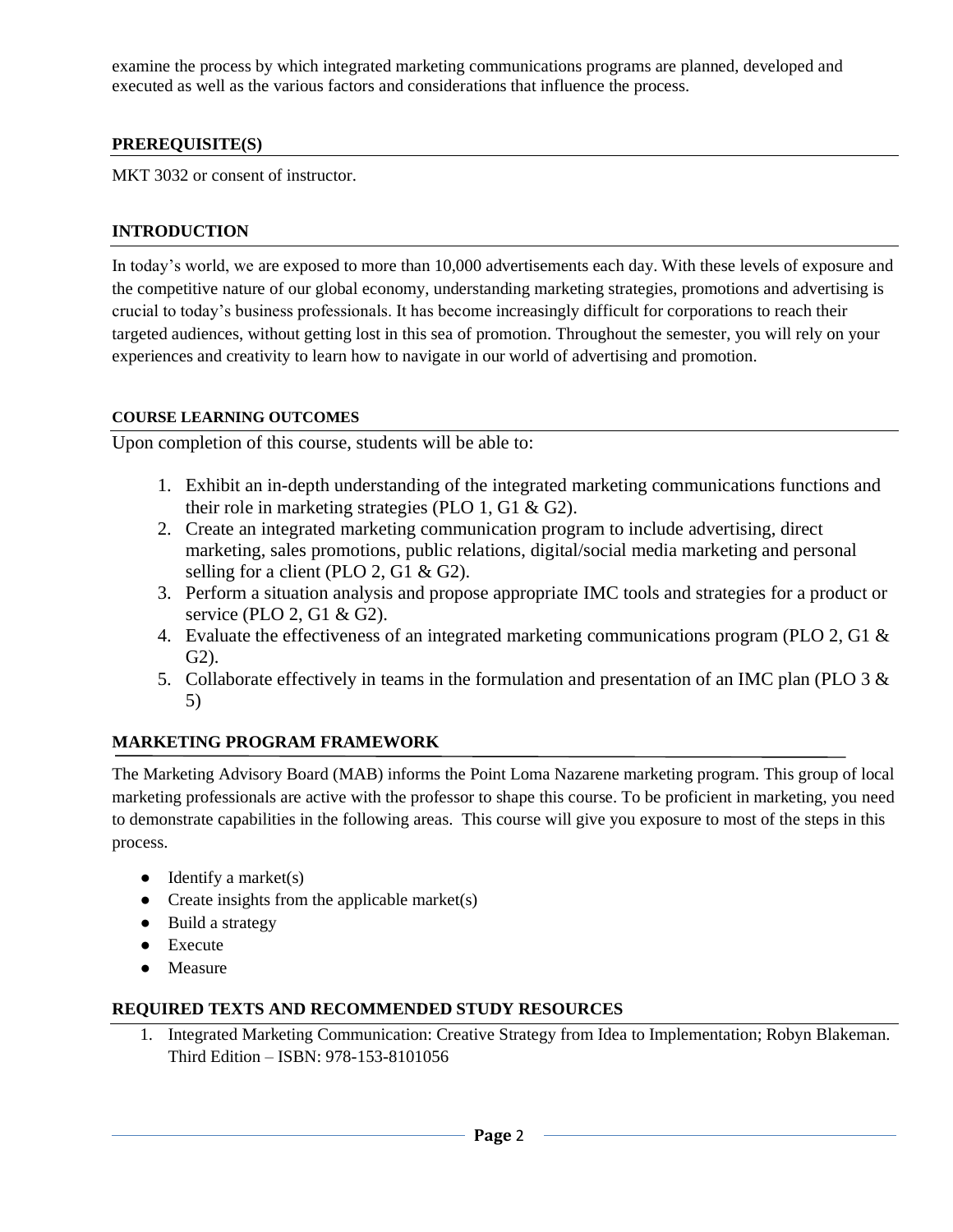examine the process by which integrated marketing communications programs are planned, developed and executed as well as the various factors and considerations that influence the process.

## PREREQUISITE(S)

MKT 3032 or consent of instructor.

## INTRODUCTION

In today's world, we are exposed to more than 10,000 advertisements each day. With these levels of exposure and the competitive nature of our global economy, understanding marketing strategies, promotions and advertising is crucial to today's business professionals. It has become increasingly difficult for corporations to reach their targeted audiences, without getting lost in this sea of promotion. Throughout the semester, you will rely on your experiences and creativity to learn how to navigate in our world of advertising and promotion.

## COURSE LEARNING OUTCOMES

Upon completion of this course, students will be able to:

1. Exhibit an in-depth understanding of the integrated marketing communications functions and their role in marketing strategies (PLO 1, G1 & G2).
2. Create an integrated marketing communication program to include advertising, direct marketing, sales promotions, public relations, digital/social media marketing and personal selling for a client (PLO 2, G1 & G2).
3. Perform a situation analysis and propose appropriate IMC tools and strategies for a product or service (PLO 2, G1 & G2).
4. Evaluate the effectiveness of an integrated marketing communications program (PLO 2, G1 & G2).
5. Collaborate effectively in teams in the formulation and presentation of an IMC plan (PLO 3 & 5)

## MARKETING PROGRAM FRAMEWORK

The Marketing Advisory Board (MAB) informs the Point Loma Nazarene marketing program. This group of local marketing professionals are active with the professor to shape this course. To be proficient in marketing, you need to demonstrate capabilities in the following areas. This course will give you exposure to most of the steps in this process.

- Identify a market(s)
- Create insights from the applicable market(s)
- Build a strategy
- Execute
- Measure

## REQUIRED TEXTS AND RECOMMENDED STUDY RESOURCES

1. Integrated Marketing Communication: Creative Strategy from Idea to Implementation; Robyn Blakeman. Third Edition – ISBN: 978-153-8101056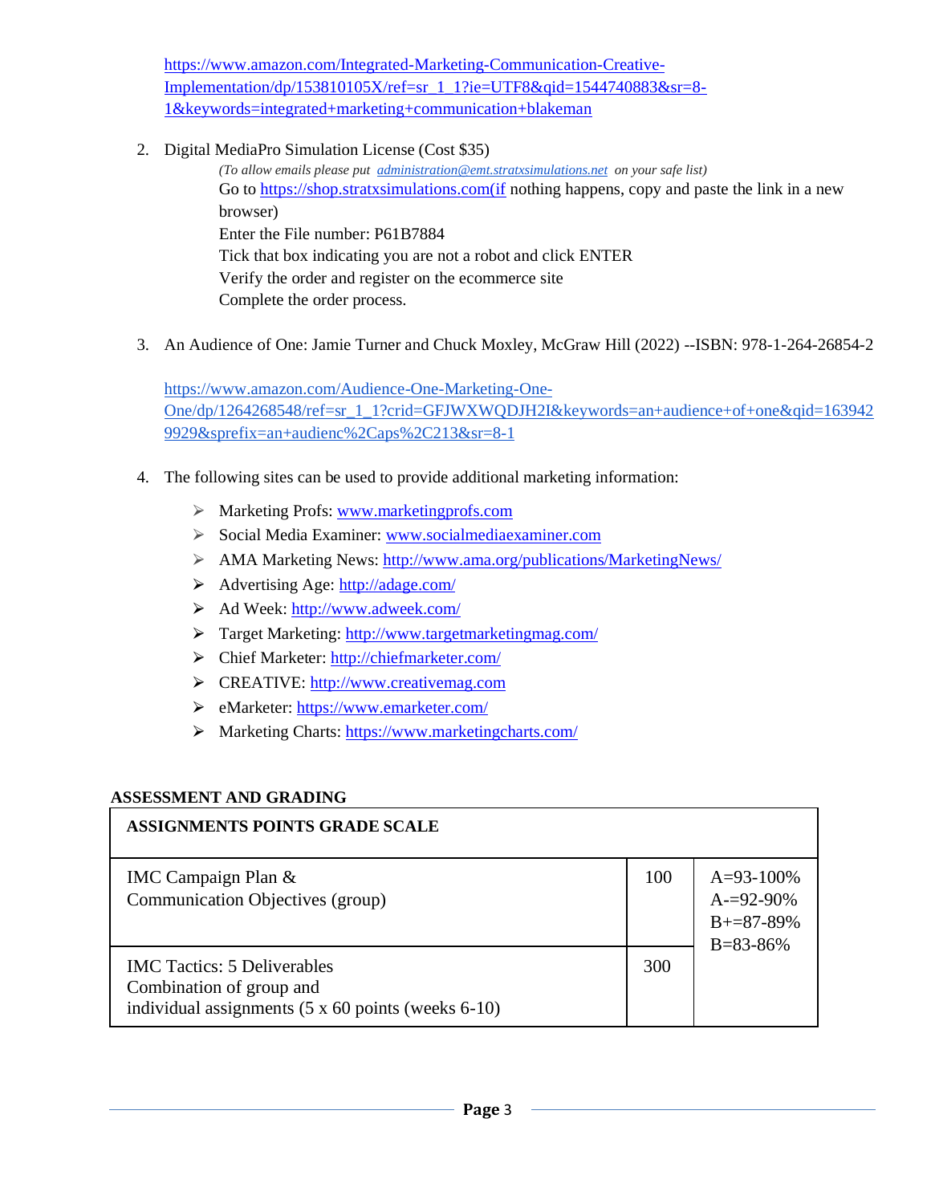https://www.amazon.com/Integrated-Marketing-Communication-Creative-Implementation/dp/153810105X/ref=sr_1_1?ie=UTF8&qid=1544740883&sr=8-1&keywords=integrated+marketing+communication+blakeman

2. Digital MediaPro Simulation License (Cost $35)

   *(To allow emails please put administration@emt.stratxsimulations.net on your safe list)*

   Go to https://shop.stratxsimulations.com(if nothing happens, copy and paste the link in a new browser)

   Enter the File number: P61B7884

   Tick that box indicating you are not a robot and click ENTER

   Verify the order and register on the ecommerce site

   Complete the order process.

3. An Audience of One: Jamie Turner and Chuck Moxley, McGraw Hill (2022) --ISBN: 978-1-264-26854-2

   https://www.amazon.com/Audience-One-Marketing-One-One/dp/1264268548/ref=sr_1_1?crid=GFJWXWQDJH2I&keywords=an+audience+of+one&qid=1639429929&sprefix=an+audienc%2Caps%2C213&sr=8-1

4. The following sites can be used to provide additional marketing information:

   - Marketing Profs: www.marketingprofs.com
   - Social Media Examiner: www.socialmediaexaminer.com
   - AMA Marketing News: http://www.ama.org/publications/MarketingNews/
   - Advertising Age: http://adage.com/
   - Ad Week: http://www.adweek.com/
   - Target Marketing: http://www.targetmarketingmag.com/
   - Chief Marketer: http://chiefmarketer.com/
   - CREATIVE: http://www.creativemag.com
   - eMarketer: https://www.emarketer.com/
   - Marketing Charts: https://www.marketingcharts.com/

## ASSESSMENT AND GRADING

| ASSIGNMENTS POINTS GRADE SCALE | | |
|---|---|---|
| IMC Campaign Plan & Communication Objectives (group) | 100 | A=93-100%<br>A-=92-90%<br>B+=87-89%<br>B=83-86% |
| IMC Tactics: 5 Deliverables<br>Combination of group and individual assignments (5 x 60 points (weeks 6-10) | 300 | |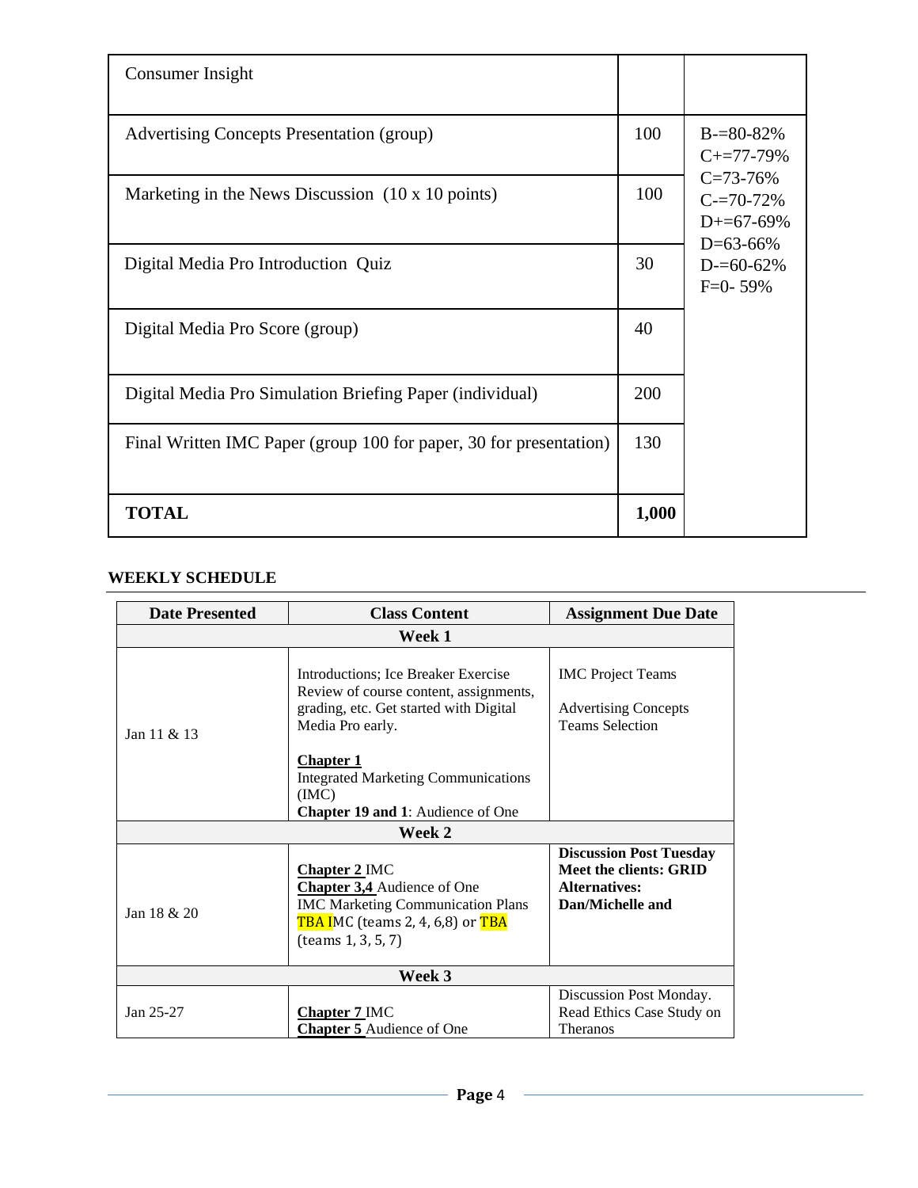| Consumer Insight | | |
|---|---|---|
| Advertising Concepts Presentation (group) | 100 | B-=80-82%<br>C+=77-79%<br>C=73-76%<br>C-=70-72%<br>D+=67-69%<br>D=63-66%<br>D-=60-62%<br>F=0- 59% |
| Marketing in the News Discussion (10 x 10 points) | 100 | |
| Digital Media Pro Introduction Quiz | 30 | |
| Digital Media Pro Score (group) | 40 | |
| Digital Media Pro Simulation Briefing Paper (individual) | 200 | |
| Final Written IMC Paper (group 100 for paper, 30 for presentation) | 130 | |
| **TOTAL** | **1,000** | |

## WEEKLY SCHEDULE

| Date Presented | Class Content | Assignment Due Date |
|---|---|---|
| | **Week 1** | |
| Jan 11 & 13 | Introductions; Ice Breaker Exercise Review of course content, assignments, grading, etc. Get started with Digital Media Pro early.<br><br>**Chapter 1**<br>Integrated Marketing Communications (IMC)<br>**Chapter 19 and 1**: Audience of One | IMC Project Teams<br><br>Advertising Concepts Teams Selection |
| | **Week 2** | |
| Jan 18 & 20 | **Chapter 2** IMC<br>**Chapter 3,4** Audience of One<br>IMC Marketing Communication Plans<br>TBA IMC (teams 2, 4, 6,8) or TBA (teams 1, 3, 5, 7) | **Discussion Post Tuesday**<br>**Meet the clients: GRID Alternatives: Dan/Michelle and** |
| | **Week 3** | |
| Jan 25-27 | **Chapter 7** IMC<br>**Chapter 5** Audience of One | Discussion Post Monday. Read Ethics Case Study on Theranos |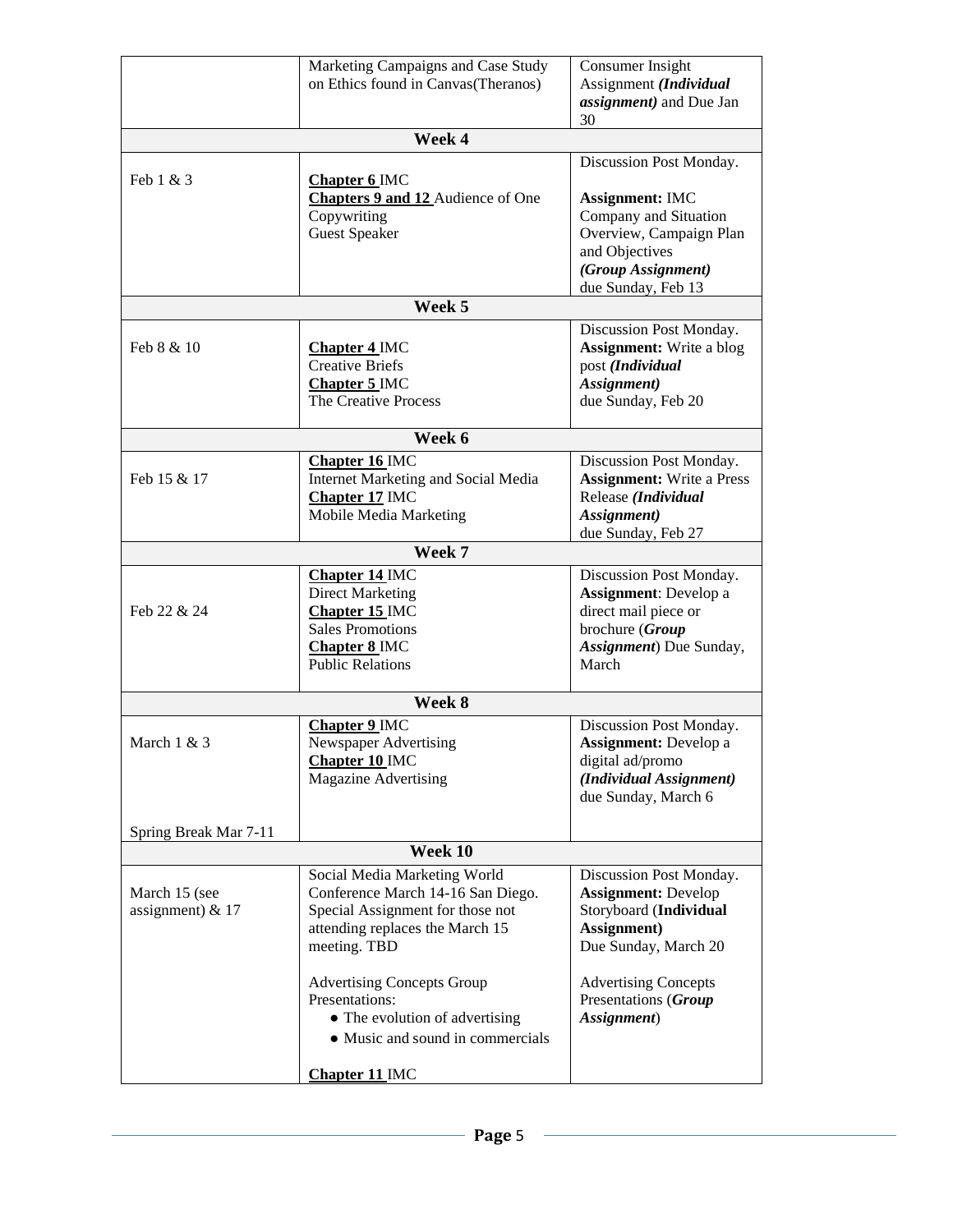| | | |
|---|---|---|
| | Marketing Campaigns and Case Study on Ethics found in Canvas(Theranos) | Consumer Insight Assignment ***(Individual assignment)*** and Due Jan 30 |
| **Week 4** | | |
| Feb 1 & 3 | **Chapter 6** IMC<br>**Chapters 9 and 12** Audience of One Copywriting<br>Guest Speaker | Discussion Post Monday.<br><br>**Assignment:** IMC Company and Situation Overview, Campaign Plan and Objectives<br>***(Group Assignment)***<br>due Sunday, Feb 13 |
| **Week 5** | | |
| Feb 8 & 10 | **Chapter 4** IMC<br>Creative Briefs<br>**Chapter 5** IMC<br>The Creative Process | Discussion Post Monday.<br>**Assignment:** Write a blog post ***(Individual Assignment)***<br>due Sunday, Feb 20 |
| **Week 6** | | |
| Feb 15 & 17 | **Chapter 16** IMC<br>Internet Marketing and Social Media<br>**Chapter 17** IMC<br>Mobile Media Marketing | Discussion Post Monday.<br>**Assignment:** Write a Press Release ***(Individual Assignment)***<br>due Sunday, Feb 27 |
| **Week 7** | | |
| Feb 22 & 24 | **Chapter 14** IMC<br>Direct Marketing<br>**Chapter 15** IMC<br>Sales Promotions<br>**Chapter 8** IMC<br>Public Relations | Discussion Post Monday.<br>**Assignment**: Develop a direct mail piece or brochure (***Group Assignment***) Due Sunday, March |
| **Week 8** | | |
| March 1 & 3<br><br>Spring Break Mar 7-11 | **Chapter 9** IMC<br>Newspaper Advertising<br>**Chapter 10** IMC<br>Magazine Advertising | Discussion Post Monday.<br>**Assignment:** Develop a digital ad/promo<br>***(Individual Assignment)***<br>due Sunday, March 6 |
| **Week 10** | | |
| March 15 (see assignment) & 17 | Social Media Marketing World Conference March 14-16 San Diego. Special Assignment for those not attending replaces the March 15 meeting. TBD<br><br>Advertising Concepts Group Presentations:<br>● The evolution of advertising<br>● Music and sound in commercials<br><br>**Chapter 11** IMC | Discussion Post Monday.<br>**Assignment:** Develop Storyboard (**Individual Assignment)**<br>Due Sunday, March 20<br><br>Advertising Concepts Presentations (***Group Assignment***) |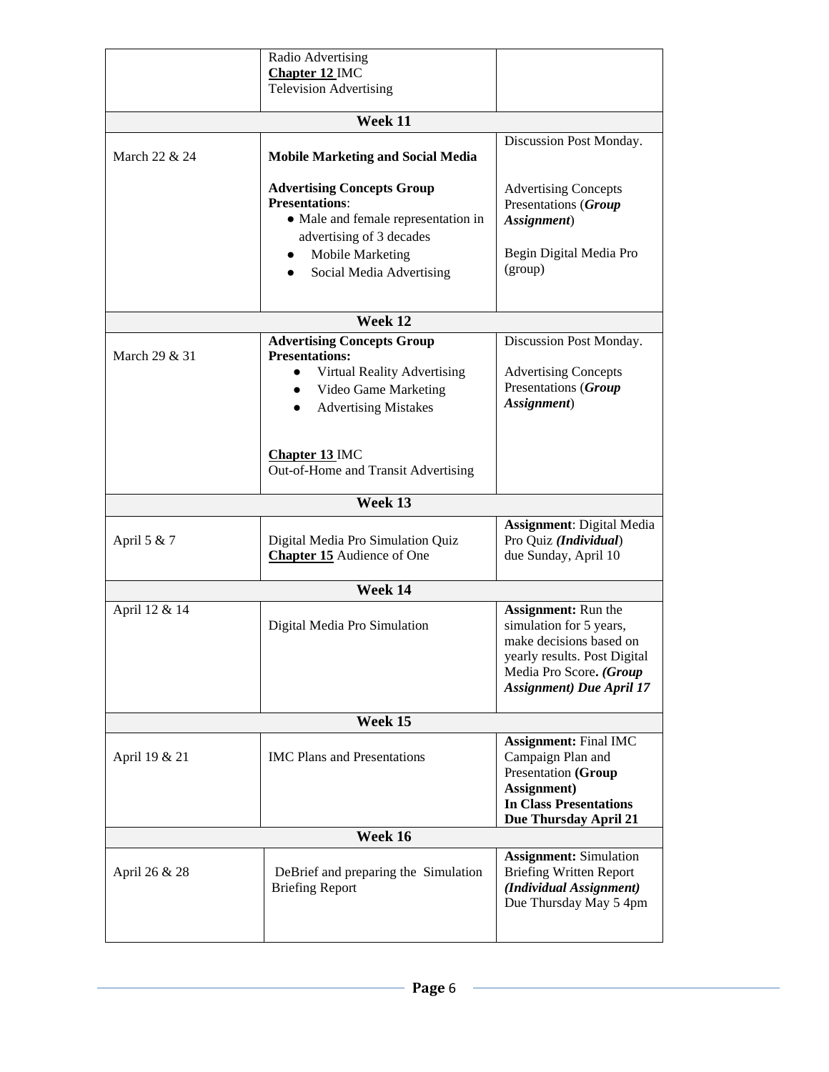| | | |
|---|---|---|
| | Radio Advertising<br>**Chapter 12** IMC<br>Television Advertising | |
| **Week 11** | | |
| March 22 & 24 | **Mobile Marketing and Social Media**<br><br>**Advertising Concepts Group Presentations**:<br>• Male and female representation in advertising of 3 decades<br>• Mobile Marketing<br>• Social Media Advertising | Discussion Post Monday.<br><br>Advertising Concepts Presentations (***Group Assignment***)<br><br>Begin Digital Media Pro (group) |
| **Week 12** | | |
| March 29 & 31 | **Advertising Concepts Group Presentations:**<br>• Virtual Reality Advertising<br>• Video Game Marketing<br>• Advertising Mistakes<br><br>**Chapter 13** IMC<br>Out-of-Home and Transit Advertising | Discussion Post Monday.<br><br>Advertising Concepts Presentations (***Group Assignment***) |
| **Week 13** | | |
| April 5 & 7 | Digital Media Pro Simulation Quiz<br>**Chapter 15** Audience of One | **Assignment**: Digital Media Pro Quiz ***(Individual)***<br>due Sunday, April 10 |
| **Week 14** | | |
| April 12 & 14 | Digital Media Pro Simulation | **Assignment:** Run the simulation for 5 years, make decisions based on yearly results. Post Digital Media Pro Score**. *(Group Assignment) Due April 17*** |
| **Week 15** | | |
| April 19 & 21 | IMC Plans and Presentations | **Assignment:** Final IMC Campaign Plan and Presentation **(Group Assignment)**<br>**In Class Presentations Due Thursday April 21** |
| **Week 16** | | |
| April 26 & 28 | DeBrief and preparing the Simulation Briefing Report | **Assignment:** Simulation Briefing Written Report ***(Individual Assignment)***<br>Due Thursday May 5 4pm |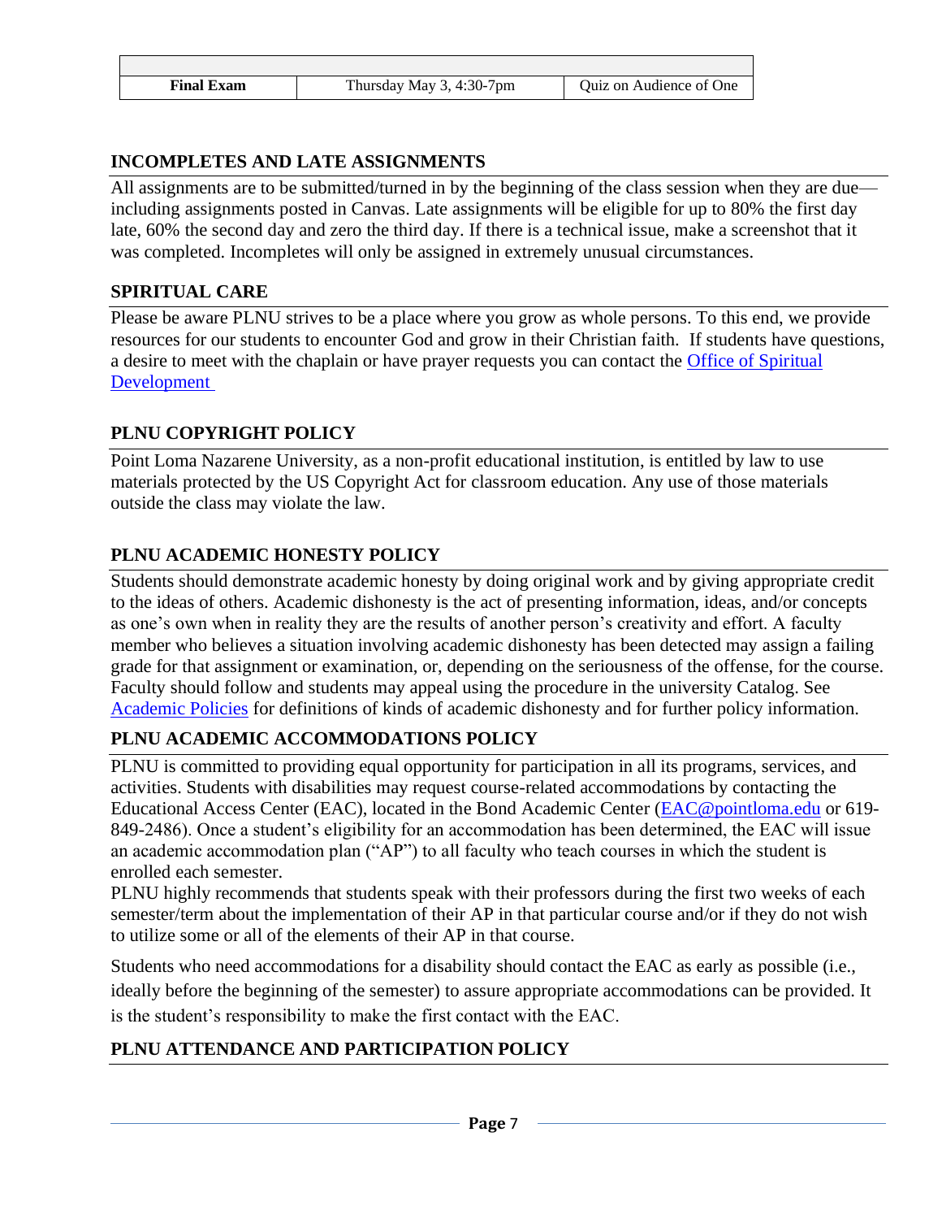| | | |
|---|---|---|
| **Final Exam** | Thursday May 3, 4:30-7pm | Quiz on Audience of One |

## INCOMPLETES AND LATE ASSIGNMENTS

All assignments are to be submitted/turned in by the beginning of the class session when they are due—including assignments posted in Canvas. Late assignments will be eligible for up to 80% the first day late, 60% the second day and zero the third day. If there is a technical issue, make a screenshot that it was completed. Incompletes will only be assigned in extremely unusual circumstances.

## SPIRITUAL CARE

Please be aware PLNU strives to be a place where you grow as whole persons. To this end, we provide resources for our students to encounter God and grow in their Christian faith. If students have questions, a desire to meet with the chaplain or have prayer requests you can contact the Office of Spiritual Development

## PLNU COPYRIGHT POLICY

Point Loma Nazarene University, as a non-profit educational institution, is entitled by law to use materials protected by the US Copyright Act for classroom education. Any use of those materials outside the class may violate the law.

## PLNU ACADEMIC HONESTY POLICY

Students should demonstrate academic honesty by doing original work and by giving appropriate credit to the ideas of others. Academic dishonesty is the act of presenting information, ideas, and/or concepts as one's own when in reality they are the results of another person's creativity and effort. A faculty member who believes a situation involving academic dishonesty has been detected may assign a failing grade for that assignment or examination, or, depending on the seriousness of the offense, for the course. Faculty should follow and students may appeal using the procedure in the university Catalog. See Academic Policies for definitions of kinds of academic dishonesty and for further policy information.

## PLNU ACADEMIC ACCOMMODATIONS POLICY

PLNU is committed to providing equal opportunity for participation in all its programs, services, and activities. Students with disabilities may request course-related accommodations by contacting the Educational Access Center (EAC), located in the Bond Academic Center (EAC@pointloma.edu or 619-849-2486). Once a student's eligibility for an accommodation has been determined, the EAC will issue an academic accommodation plan ("AP") to all faculty who teach courses in which the student is enrolled each semester.

PLNU highly recommends that students speak with their professors during the first two weeks of each semester/term about the implementation of their AP in that particular course and/or if they do not wish to utilize some or all of the elements of their AP in that course.

Students who need accommodations for a disability should contact the EAC as early as possible (i.e., ideally before the beginning of the semester) to assure appropriate accommodations can be provided. It is the student's responsibility to make the first contact with the EAC.

## PLNU ATTENDANCE AND PARTICIPATION POLICY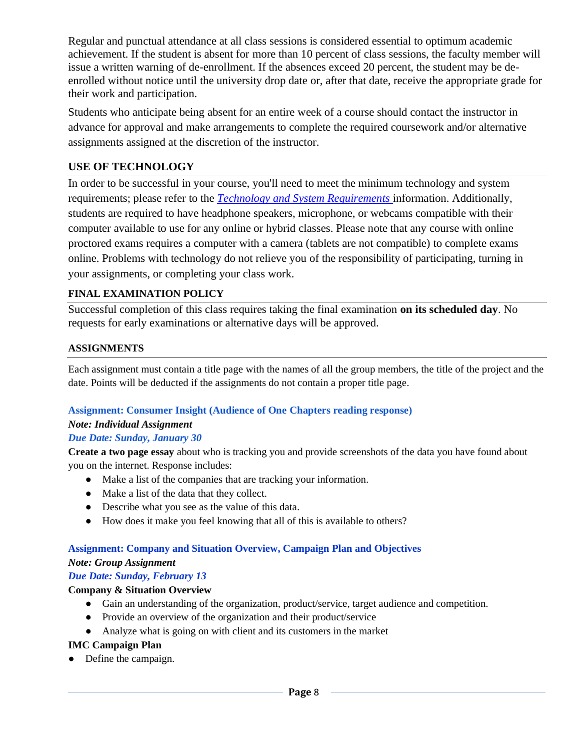Regular and punctual attendance at all class sessions is considered essential to optimum academic achievement. If the student is absent for more than 10 percent of class sessions, the faculty member will issue a written warning of de-enrollment. If the absences exceed 20 percent, the student may be de-enrolled without notice until the university drop date or, after that date, receive the appropriate grade for their work and participation.

Students who anticipate being absent for an entire week of a course should contact the instructor in advance for approval and make arrangements to complete the required coursework and/or alternative assignments assigned at the discretion of the instructor.

## USE OF TECHNOLOGY

In order to be successful in your course, you'll need to meet the minimum technology and system requirements; please refer to the *Technology and System Requirements* information. Additionally, students are required to have headphone speakers, microphone, or webcams compatible with their computer available to use for any online or hybrid classes. Please note that any course with online proctored exams requires a computer with a camera (tablets are not compatible) to complete exams online. Problems with technology do not relieve you of the responsibility of participating, turning in your assignments, or completing your class work.

## FINAL EXAMINATION POLICY

Successful completion of this class requires taking the final examination **on its scheduled day**. No requests for early examinations or alternative days will be approved.

## ASSIGNMENTS

Each assignment must contain a title page with the names of all the group members, the title of the project and the date. Points will be deducted if the assignments do not contain a proper title page.

### Assignment: Consumer Insight (Audience of One Chapters reading response)

***Note: Individual Assignment***

***Due Date: Sunday, January 30***

**Create a two page essay** about who is tracking you and provide screenshots of the data you have found about you on the internet. Response includes:

- Make a list of the companies that are tracking your information.
- Make a list of the data that they collect.
- Describe what you see as the value of this data.
- How does it make you feel knowing that all of this is available to others?

### Assignment: Company and Situation Overview, Campaign Plan and Objectives

***Note: Group Assignment***

***Due Date: Sunday, February 13***

**Company & Situation Overview**

- Gain an understanding of the organization, product/service, target audience and competition.
- Provide an overview of the organization and their product/service
- Analyze what is going on with client and its customers in the market

**IMC Campaign Plan**

- Define the campaign.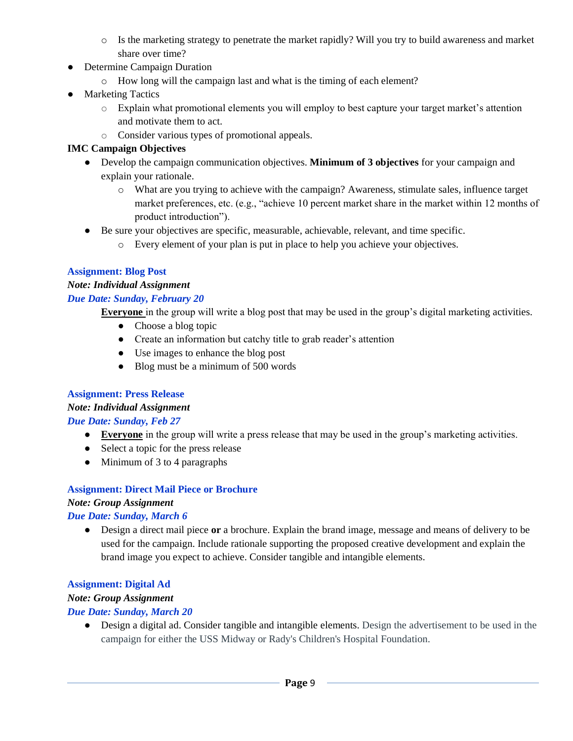- Is the marketing strategy to penetrate the market rapidly? Will you try to build awareness and market share over time?

- Determine Campaign Duration
  - How long will the campaign last and what is the timing of each element?
- Marketing Tactics
  - Explain what promotional elements you will employ to best capture your target market's attention and motivate them to act.
  - Consider various types of promotional appeals.

**IMC Campaign Objectives**

- Develop the campaign communication objectives. **Minimum of 3 objectives** for your campaign and explain your rationale.
  - What are you trying to achieve with the campaign? Awareness, stimulate sales, influence target market preferences, etc. (e.g., "achieve 10 percent market share in the market within 12 months of product introduction").
- Be sure your objectives are specific, measurable, achievable, relevant, and time specific.
  - Every element of your plan is put in place to help you achieve your objectives.

### Assignment: Blog Post

***Note: Individual Assignment***

***Due Date: Sunday, February 20***

**Everyone** in the group will write a blog post that may be used in the group's digital marketing activities.

- Choose a blog topic
- Create an information but catchy title to grab reader's attention
- Use images to enhance the blog post
- Blog must be a minimum of 500 words

### Assignment: Press Release

***Note: Individual Assignment***

***Due Date: Sunday, Feb 27***

- **Everyone** in the group will write a press release that may be used in the group's marketing activities.
- Select a topic for the press release
- Minimum of 3 to 4 paragraphs

### Assignment: Direct Mail Piece or Brochure

***Note: Group Assignment***

***Due Date: Sunday, March 6***

- Design a direct mail piece **or** a brochure. Explain the brand image, message and means of delivery to be used for the campaign. Include rationale supporting the proposed creative development and explain the brand image you expect to achieve. Consider tangible and intangible elements.

### Assignment: Digital Ad

***Note: Group Assignment***

***Due Date: Sunday, March 20***

- Design a digital ad. Consider tangible and intangible elements. Design the advertisement to be used in the campaign for either the USS Midway or Rady's Children's Hospital Foundation.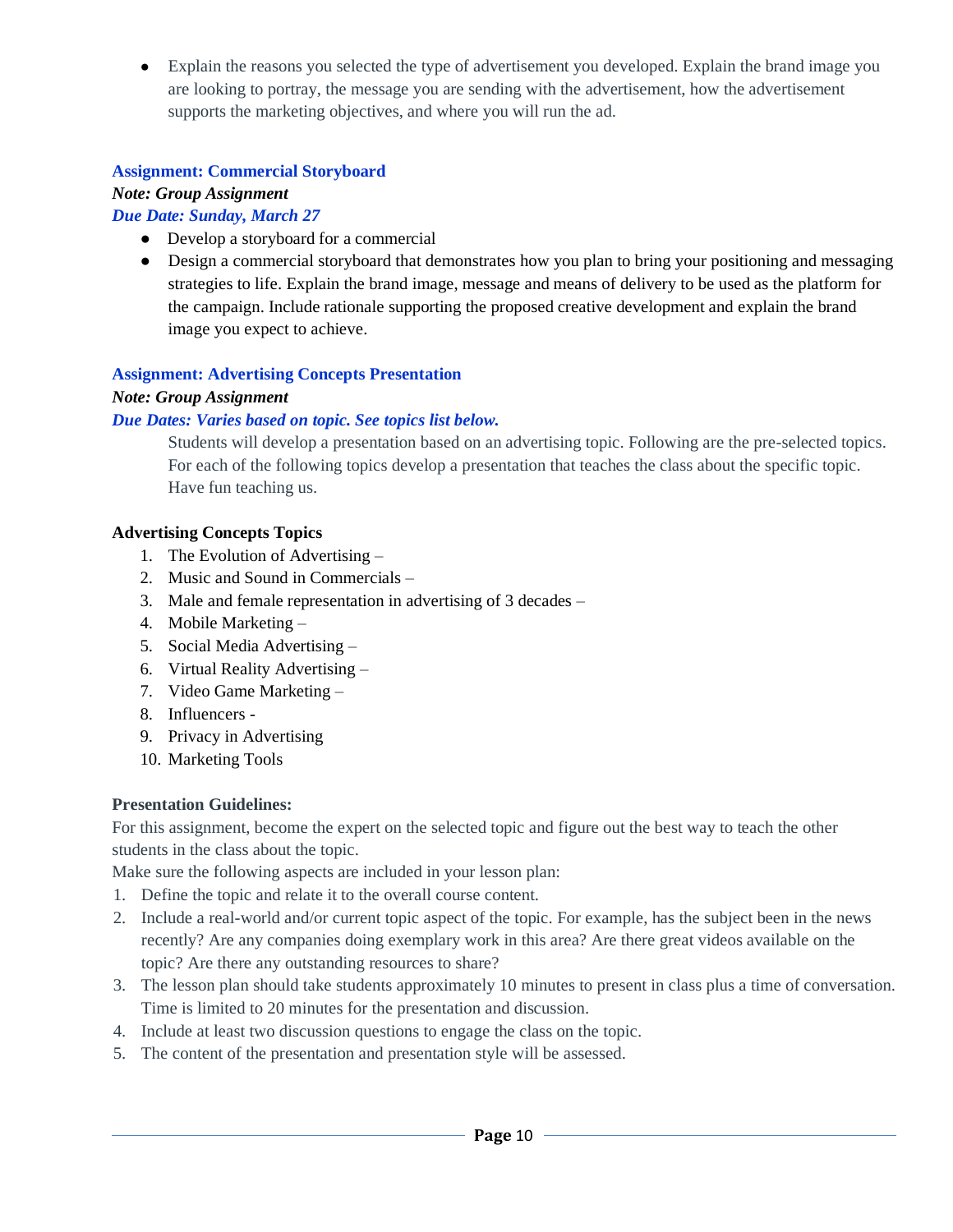- Explain the reasons you selected the type of advertisement you developed. Explain the brand image you are looking to portray, the message you are sending with the advertisement, how the advertisement supports the marketing objectives, and where you will run the ad.

### Assignment: Commercial Storyboard

***Note: Group Assignment***

***Due Date: Sunday, March 27***

- Develop a storyboard for a commercial
- Design a commercial storyboard that demonstrates how you plan to bring your positioning and messaging strategies to life. Explain the brand image, message and means of delivery to be used as the platform for the campaign. Include rationale supporting the proposed creative development and explain the brand image you expect to achieve.

### Assignment: Advertising Concepts Presentation

***Note: Group Assignment***

***Due Dates: Varies based on topic. See topics list below.***

Students will develop a presentation based on an advertising topic. Following are the pre-selected topics. For each of the following topics develop a presentation that teaches the class about the specific topic. Have fun teaching us.

**Advertising Concepts Topics**

1. The Evolution of Advertising –
2. Music and Sound in Commercials –
3. Male and female representation in advertising of 3 decades –
4. Mobile Marketing –
5. Social Media Advertising –
6. Virtual Reality Advertising –
7. Video Game Marketing –
8. Influencers -
9. Privacy in Advertising
10. Marketing Tools

**Presentation Guidelines:**

For this assignment, become the expert on the selected topic and figure out the best way to teach the other students in the class about the topic.

Make sure the following aspects are included in your lesson plan:

1. Define the topic and relate it to the overall course content.
2. Include a real-world and/or current topic aspect of the topic. For example, has the subject been in the news recently? Are any companies doing exemplary work in this area? Are there great videos available on the topic? Are there any outstanding resources to share?
3. The lesson plan should take students approximately 10 minutes to present in class plus a time of conversation. Time is limited to 20 minutes for the presentation and discussion.
4. Include at least two discussion questions to engage the class on the topic.
5. The content of the presentation and presentation style will be assessed.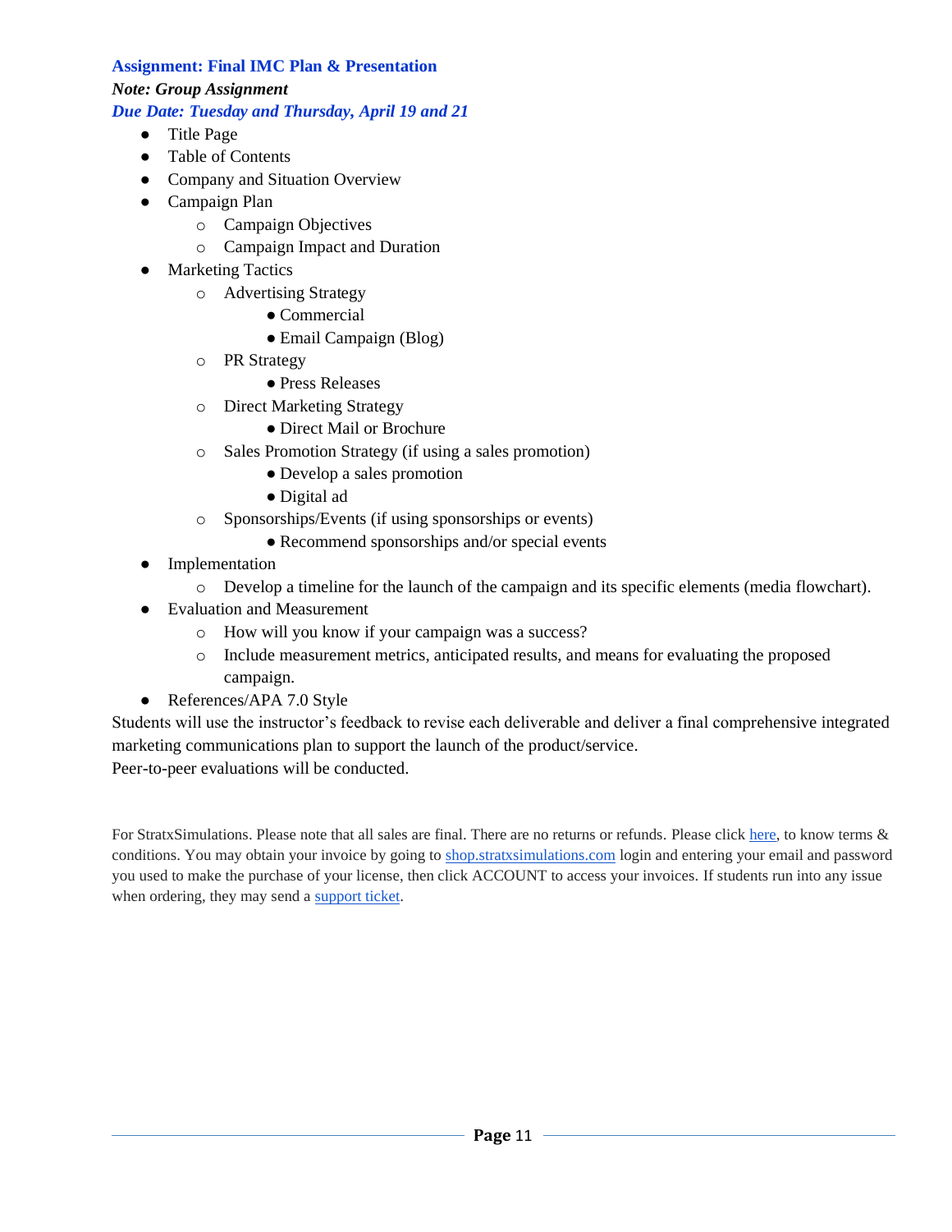**Assignment: Final IMC Plan & Presentation**

***Note: Group Assignment***

***Due Date: Tuesday and Thursday, April 19 and 21***

- Title Page
- Table of Contents
- Company and Situation Overview
- Campaign Plan
    - Campaign Objectives
    - Campaign Impact and Duration
- Marketing Tactics
    - Advertising Strategy
        - Commercial
        - Email Campaign (Blog)
    - PR Strategy
        - Press Releases
    - Direct Marketing Strategy
        - Direct Mail or Brochure
    - Sales Promotion Strategy (if using a sales promotion)
        - Develop a sales promotion
        - Digital ad
    - Sponsorships/Events (if using sponsorships or events)
        - Recommend sponsorships and/or special events
- Implementation
    - Develop a timeline for the launch of the campaign and its specific elements (media flowchart).
- Evaluation and Measurement
    - How will you know if your campaign was a success?
    - Include measurement metrics, anticipated results, and means for evaluating the proposed campaign.
- References/APA 7.0 Style

Students will use the instructor's feedback to revise each deliverable and deliver a final comprehensive integrated marketing communications plan to support the launch of the product/service.

Peer-to-peer evaluations will be conducted.

For StratxSimulations. Please note that all sales are final. There are no returns or refunds. Please click here, to know terms & conditions. You may obtain your invoice by going to shop.stratxsimulations.com login and entering your email and password you used to make the purchase of your license, then click ACCOUNT to access your invoices. If students run into any issue when ordering, they may send a support ticket.